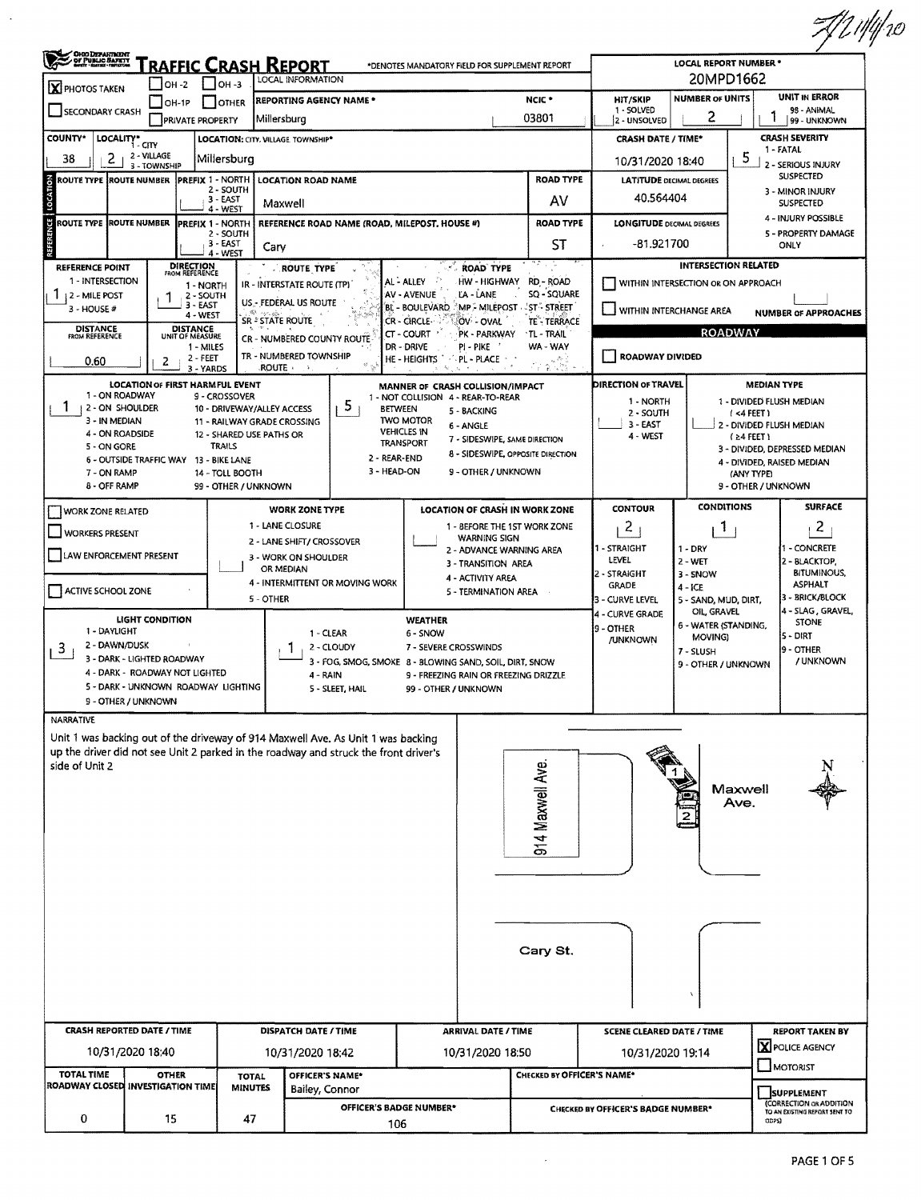7/21/4/20

# TRAFFIC CRASH REPORT

OHIO DEPARTMENT OF PUBLIC SAFETY

*DENOTES MANDATORY FIELD FOR SUPPLEMENT REPORT

LOCAL INFORMATION

| | |
|---|---|
| LOCAL REPORT NUMBER * | 20MPD1662 |
| [X] PHOTOS TAKEN | [ ] OH-2 [ ] OH-3 [ ] OH-1P [ ] OTHER |
| [ ] SECONDARY CRASH | [ ] PRIVATE PROPERTY |
| REPORTING AGENCY NAME * | Millersburg |
| NCIC * | 03801 |
| HIT/SKIP (1 - SOLVED, 2 - UNSOLVED) | |
| NUMBER OF UNITS | 2 |
| UNIT IN ERROR (98 - ANIMAL, 99 - UNKNOWN) | 1 |
| COUNTY* | 38 |
| LOCALITY* (1 - CITY, 2 - VILLAGE, 3 - TOWNSHIP) | 2 |
| LOCATION: CITY, VILLAGE, TOWNSHIP* | Millersburg |
| CRASH DATE / TIME* | 10/31/2020 18:40 |
| CRASH SEVERITY (1 - FATAL, 2 - SERIOUS INJURY SUSPECTED, 3 - MINOR INJURY SUSPECTED, 4 - INJURY POSSIBLE, 5 - PROPERTY DAMAGE ONLY) | 5 |

## LOCATION

| | |
|---|---|
| ROUTE TYPE | |
| ROUTE NUMBER | |
| PREFIX (1 - NORTH, 2 - SOUTH, 3 - EAST, 4 - WEST) | |
| LOCATION ROAD NAME | Maxwell |
| ROAD TYPE | AV |
| LATITUDE DECIMAL DEGREES | 40.564404 |

## REFERENCE

| | |
|---|---|
| ROUTE TYPE | |
| ROUTE NUMBER | |
| PREFIX (1 - NORTH, 2 - SOUTH, 3 - EAST, 4 - WEST) | |
| REFERENCE ROAD NAME (ROAD, MILEPOST, HOUSE #) | Cary |
| ROAD TYPE | ST |
| LONGITUDE DECIMAL DEGREES | -81.921700 |

| | |
|---|---|
| REFERENCE POINT (1 - INTERSECTION, 2 - MILE POST, 3 - HOUSE #) | 1 |
| DIRECTION FROM REFERENCE (1 - NORTH, 2 - SOUTH, 3 - EAST, 4 - WEST) | 1 |
| DISTANCE FROM REFERENCE | 0.60 |
| DISTANCE UNIT OF MEASURE (1 - MILES, 2 - FEET, 3 - YARDS) | 2 |

ROUTE TYPE: IR - INTERSTATE ROUTE (TP); US - FEDERAL US ROUTE; SR - STATE ROUTE; CR - NUMBERED COUNTY ROUTE; TR - NUMBERED TOWNSHIP ROUTE

ROAD TYPE: AL - ALLEY; AV - AVENUE; BL - BOULEVARD; CR - CIRCLE; CT - COURT; DR - DRIVE; HE - HEIGHTS; HW - HIGHWAY; LA - LANE; MP - MILEPOST; OV - OVAL; PK - PARKWAY; PI - PIKE; PL - PLACE; RD - ROAD; SQ - SQUARE; ST - STREET; TE - TERRACE; TL - TRAIL; WA - WAY

INTERSECTION RELATED

- [ ] WITHIN INTERSECTION OR ON APPROACH
- [ ] WITHIN INTERCHANGE AREA
- NUMBER OF APPROACHES:

ROADWAY

- [ ] ROADWAY DIVIDED

| | |
|---|---|
| LOCATION OF FIRST HARMFUL EVENT | 1 |
| MANNER OF CRASH COLLISION/IMPACT | 5 |
| DIRECTION OF TRAVEL | |
| MEDIAN TYPE | |

LOCATION OF FIRST HARMFUL EVENT: 1 - ON ROADWAY; 2 - ON SHOULDER; 3 - IN MEDIAN; 4 - ON ROADSIDE; 5 - ON GORE; 6 - OUTSIDE TRAFFIC WAY; 7 - ON RAMP; 8 - OFF RAMP; 9 - CROSSOVER; 10 - DRIVEWAY/ALLEY ACCESS; 11 - RAILWAY GRADE CROSSING; 12 - SHARED USE PATHS OR TRAILS; 13 - BIKE LANE; 14 - TOLL BOOTH; 99 - OTHER / UNKNOWN

MANNER OF CRASH COLLISION/IMPACT: 1 - NOT COLLISION BETWEEN TWO MOTOR VEHICLES IN TRANSPORT; 2 - REAR-END; 3 - HEAD-ON; 4 - REAR-TO-REAR; 5 - BACKING; 6 - ANGLE; 7 - SIDESWIPE, SAME DIRECTION; 8 - SIDESWIPE, OPPOSITE DIRECTION; 9 - OTHER / UNKNOWN

DIRECTION OF TRAVEL: 1 - NORTH; 2 - SOUTH; 3 - EAST; 4 - WEST

MEDIAN TYPE: 1 - DIVIDED FLUSH MEDIAN (<4 FEET); 2 - DIVIDED FLUSH MEDIAN (≥4 FEET); 3 - DIVIDED, DEPRESSED MEDIAN; 4 - DIVIDED, RAISED MEDIAN (ANY TYPE); 9 - OTHER / UNKNOWN

- [ ] WORK ZONE RELATED
- [ ] WORKERS PRESENT
- [ ] LAW ENFORCEMENT PRESENT
- [ ] ACTIVE SCHOOL ZONE

WORK ZONE TYPE: 1 - LANE CLOSURE; 2 - LANE SHIFT/ CROSSOVER; 3 - WORK ON SHOULDER OR MEDIAN; 4 - INTERMITTENT OR MOVING WORK; 5 - OTHER

LOCATION OF CRASH IN WORK ZONE: 1 - BEFORE THE 1ST WORK ZONE WARNING SIGN; 2 - ADVANCE WARNING AREA; 3 - TRANSITION AREA; 4 - ACTIVITY AREA; 5 - TERMINATION AREA

| CONTOUR | CONDITIONS | SURFACE |
|---|---|---|
| 2 | 1 | 2 |

CONTOUR: 1 - STRAIGHT LEVEL; 2 - STRAIGHT GRADE; 3 - CURVE LEVEL; 4 - CURVE GRADE; 9 - OTHER /UNKNOWN

CONDITIONS: 1 - DRY; 2 - WET; 3 - SNOW; 4 - ICE; 5 - SAND, MUD, DIRT, OIL, GRAVEL; 6 - WATER (STANDING, MOVING); 7 - SLUSH; 9 - OTHER / UNKNOWN

SURFACE: 1 - CONCRETE; 2 - BLACKTOP, BITUMINOUS, ASPHALT; 3 - BRICK/BLOCK; 4 - SLAG, GRAVEL, STONE; 5 - DIRT; 9 - OTHER / UNKNOWN

| LIGHT CONDITION | WEATHER |
|---|---|
| 3 | 1 |

LIGHT CONDITION: 1 - DAYLIGHT; 2 - DAWN/DUSK; 3 - DARK - LIGHTED ROADWAY; 4 - DARK - ROADWAY NOT LIGHTED; 5 - DARK - UNKNOWN ROADWAY LIGHTING; 9 - OTHER / UNKNOWN

WEATHER: 1 - CLEAR; 2 - CLOUDY; 3 - FOG, SMOG, SMOKE; 4 - RAIN; 5 - SLEET, HAIL; 6 - SNOW; 7 - SEVERE CROSSWINDS; 8 - BLOWING SAND, SOIL, DIRT, SNOW; 9 - FREEZING RAIN OR FREEZING DRIZZLE; 99 - OTHER / UNKNOWN

## NARRATIVE

Unit 1 was backing out of the driveway of 914 Maxwell Ave. As Unit 1 was backing up the driver did not see Unit 2 parked in the roadway and struck the front driver's side of Unit 2

914 Maxwell Ave.

Maxwell Ave.

Cary St.

N

| CRASH REPORTED DATE / TIME | DISPATCH DATE / TIME | ARRIVAL DATE / TIME | SCENE CLEARED DATE / TIME | REPORT TAKEN BY |
|---|---|---|---|---|
| 10/31/2020 18:40 | 10/31/2020 18:42 | 10/31/2020 18:50 | 10/31/2020 19:14 | [X] POLICE AGENCY [ ] MOTORIST |

| TOTAL TIME ROADWAY CLOSED | OTHER INVESTIGATION TIME | TOTAL MINUTES | OFFICER'S NAME* | CHECKED BY OFFICER'S NAME* | |
|---|---|---|---|---|---|
| 0 | 15 | 47 | Bailey, Connor | | [ ] SUPPLEMENT (CORRECTION OR ADDITION TO AN EXISTING REPORT SENT TO ODPS) |
| | | | OFFICER'S BADGE NUMBER*: 106 | CHECKED BY OFFICER'S BADGE NUMBER* | |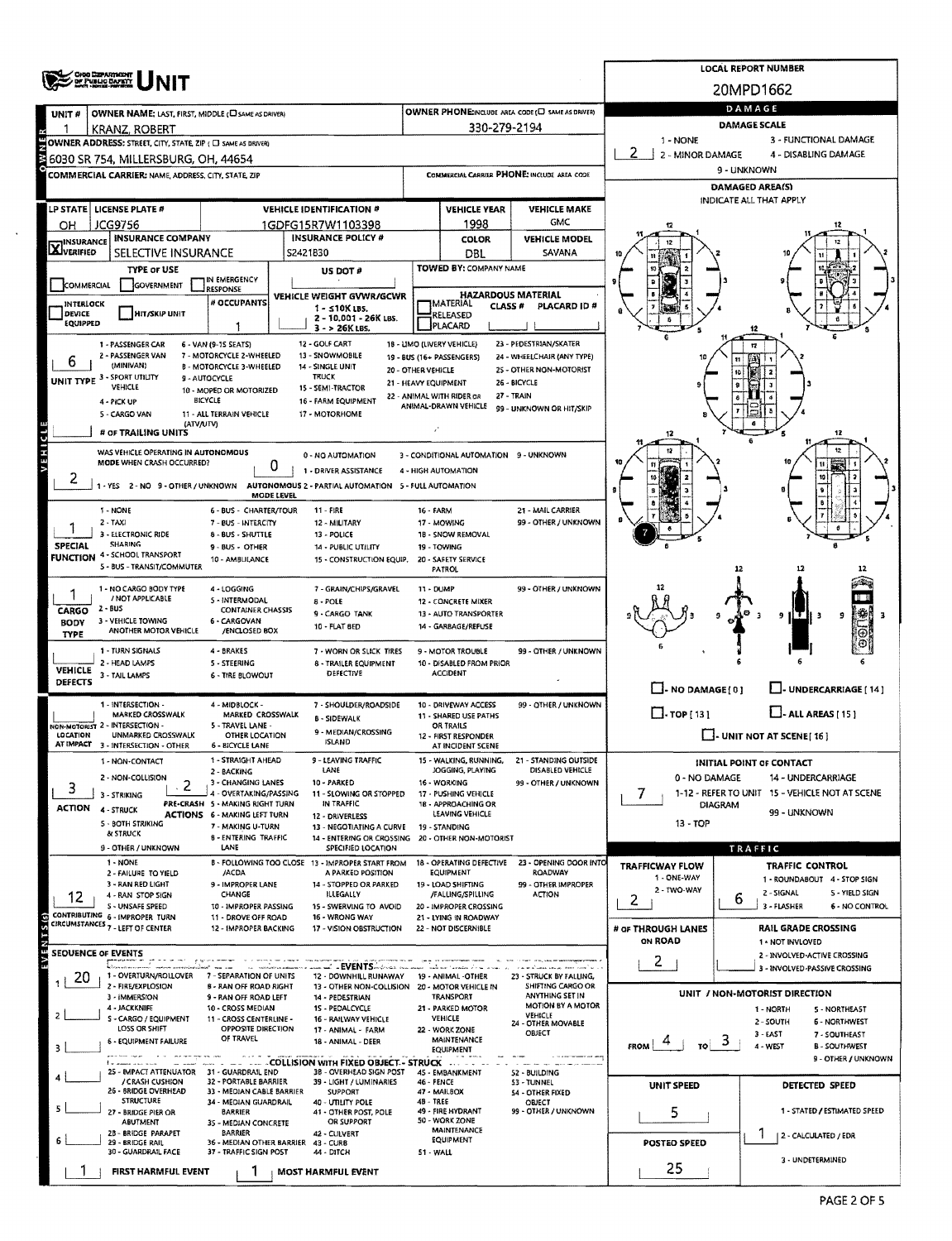# OHIO DEPARTMENT OF PUBLIC SAFETY UNIT

**LOCAL REPORT NUMBER:** 20MPD1662

| Field | Value |
|---|---|
| UNIT # | 1 |
| OWNER NAME: LAST, FIRST, MIDDLE | KRANZ, ROBERT |
| OWNER PHONE | 330-279-2194 |
| OWNER ADDRESS | 6030 SR 754, MILLERSBURG, OH, 44654 |
| COMMERCIAL CARRIER | |
| COMMERCIAL CARRIER PHONE | |
| LP STATE | OH |
| LICENSE PLATE # | JCG9756 |
| VEHICLE IDENTIFICATION # | 1GDFG15R7W1103398 |
| VEHICLE YEAR | 1998 |
| VEHICLE MAKE | GMC |
| INSURANCE VERIFIED | X |
| INSURANCE COMPANY | SELECTIVE INSURANCE |
| INSURANCE POLICY # | S2421830 |
| COLOR | DBL |
| VEHICLE MODEL | SAVANA |
| TOWED BY: COMPANY NAME | |
| TYPE OF USE | |
| # OCCUPANTS | 1 |
| VEHICLE WEIGHT GVWR/GCWR | 1 - ≤10K LBS. / 2 - 10,001 - 26K LBS. / 3 - > 26K LBS. |
| HAZARDOUS MATERIAL | |
| UNIT TYPE | 6 |
| # OF TRAILING UNITS | |
| WAS VEHICLE OPERATING IN AUTONOMOUS MODE WHEN CRASH OCCURRED? | 2 |
| AUTONOMOUS MODE LEVEL | 0 |
| SPECIAL FUNCTION | 1 |
| CARGO BODY TYPE | 1 |
| VEHICLE DEFECTS | |
| NON-MOTORIST LOCATION AT IMPACT | |
| ACTION | 3 |
| PRE-CRASH ACTIONS | 2 |
| CONTRIBUTING CIRCUMSTANCES | 12 |

UNIT TYPE: 1 - PASSENGER CAR; 2 - PASSENGER VAN (MINIVAN); 3 - SPORT UTILITY VEHICLE; 4 - PICK UP; 5 - CARGO VAN; 6 - VAN (9-15 SEATS); 7 - MOTORCYCLE 2-WHEELED; 8 - MOTORCYCLE 3-WHEELED; 9 - AUTOCYCLE; 10 - MOPED OR MOTORIZED BICYCLE; 11 - ALL TERRAIN VEHICLE (ATV/UTV); 12 - GOLF CART; 13 - SNOWMOBILE; 14 - SINGLE UNIT TRUCK; 15 - SEMI-TRACTOR; 16 - FARM EQUIPMENT; 17 - MOTORHOME; 18 - LIMO (LIVERY VEHICLE); 19 - BUS (16+ PASSENGERS); 20 - OTHER VEHICLE; 21 - HEAVY EQUIPMENT; 22 - ANIMAL WITH RIDER OR ANIMAL-DRAWN VEHICLE; 23 - PEDESTRIAN/SKATER; 24 - WHEELCHAIR (ANY TYPE); 25 - OTHER NON-MOTORIST; 26 - BICYCLE; 27 - TRAIN; 99 - UNKNOWN OR HIT/SKIP

AUTONOMOUS: 1 - YES 2 - NO 9 - OTHER / UNKNOWN. MODE LEVEL: 0 - NO AUTOMATION; 1 - DRIVER ASSISTANCE; 2 - PARTIAL AUTOMATION; 3 - CONDITIONAL AUTOMATION; 4 - HIGH AUTOMATION; 5 - FULL AUTOMATION; 9 - UNKNOWN

SPECIAL FUNCTION: 1 - NONE; 2 - TAXI; 3 - ELECTRONIC RIDE SHARING; 4 - SCHOOL TRANSPORT; 5 - BUS - TRANSIT/COMMUTER; 6 - BUS - CHARTER/TOUR; 7 - BUS - INTERCITY; 8 - BUS - SHUTTLE; 9 - BUS - OTHER; 10 - AMBULANCE; 11 - FIRE; 12 - MILITARY; 13 - POLICE; 14 - PUBLIC UTILITY; 15 - CONSTRUCTION EQUIP.; 16 - FARM; 17 - MOWING; 18 - SNOW REMOVAL; 19 - TOWING; 20 - SAFETY SERVICE PATROL; 21 - MAIL CARRIER; 99 - OTHER / UNKNOWN

CARGO BODY TYPE: 1 - NO CARGO BODY TYPE / NOT APPLICABLE; 2 - BUS; 3 - VEHICLE TOWING ANOTHER MOTOR VEHICLE; 4 - LOGGING; 5 - INTERMODAL CONTAINER CHASSIS; 6 - CARGOVAN /ENCLOSED BOX; 7 - GRAIN/CHIPS/GRAVEL; 8 - POLE; 9 - CARGO TANK; 10 - FLAT BED; 11 - DUMP; 12 - CONCRETE MIXER; 13 - AUTO TRANSPORTER; 14 - GARBAGE/REFUSE; 99 - OTHER / UNKNOWN

VEHICLE DEFECTS: 1 - TURN SIGNALS; 2 - HEAD LAMPS; 3 - TAIL LAMPS; 4 - BRAKES; 5 - STEERING; 6 - TIRE BLOWOUT; 7 - WORN OR SLICK TIRES; 8 - TRAILER EQUIPMENT DEFECTIVE; 9 - MOTOR TROUBLE; 10 - DISABLED FROM PRIOR ACCIDENT; 99 - OTHER / UNKNOWN

NON-MOTORIST LOCATION AT IMPACT: 1 - INTERSECTION - MARKED CROSSWALK; 2 - INTERSECTION - UNMARKED CROSSWALK; 3 - INTERSECTION - OTHER; 4 - MIDBLOCK - MARKED CROSSWALK; 5 - TRAVEL LANE - OTHER LOCATION; 6 - BICYCLE LANE; 7 - SHOULDER/ROADSIDE; 8 - SIDEWALK; 9 - MEDIAN/CROSSING ISLAND; 10 - DRIVEWAY ACCESS; 11 - SHARED USE PATHS OR TRAILS; 12 - FIRST RESPONDER AT INCIDENT SCENE; 99 - OTHER / UNKNOWN

ACTION: 1 - NON-CONTACT; 2 - NON-COLLISION; 3 - STRIKING; 4 - STRUCK; 5 - BOTH STRIKING & STRUCK; 9 - OTHER / UNKNOWN

PRE-CRASH ACTIONS: 1 - STRAIGHT AHEAD; 2 - BACKING; 3 - CHANGING LANES; 4 - OVERTAKING/PASSING; 5 - MAKING RIGHT TURN; 6 - MAKING LEFT TURN; 7 - MAKING U-TURN; 8 - ENTERING TRAFFIC LANE; 9 - LEAVING TRAFFIC LANE; 10 - PARKED; 11 - SLOWING OR STOPPED IN TRAFFIC; 12 - DRIVERLESS; 13 - NEGOTIATING A CURVE; 14 - ENTERING OR CROSSING SPECIFIED LOCATION; 15 - WALKING, RUNNING, JOGGING, PLAYING; 16 - WORKING; 17 - PUSHING VEHICLE; 18 - APPROACHING OR LEAVING VEHICLE; 19 - STANDING; 20 - OTHER NON-MOTORIST; 21 - STANDING OUTSIDE DISABLED VEHICLE; 99 - OTHER / UNKNOWN

CONTRIBUTING CIRCUMSTANCES: 1 - NONE; 2 - FAILURE TO YIELD; 3 - RAN RED LIGHT; 4 - RAN STOP SIGN; 5 - UNSAFE SPEED; 6 - IMPROPER TURN; 7 - LEFT OF CENTER; 8 - FOLLOWING TOO CLOSE /ACDA; 9 - IMPROPER LANE CHANGE; 10 - IMPROPER PASSING; 11 - DROVE OFF ROAD; 12 - IMPROPER BACKING; 13 - IMPROPER START FROM A PARKED POSITION; 14 - STOPPED OR PARKED ILLEGALLY; 15 - SWERVING TO AVOID; 16 - WRONG WAY; 17 - VISION OBSTRUCTION; 18 - OPERATING DEFECTIVE EQUIPMENT; 19 - LOAD SHIFTING /FALLING/SPILLING; 20 - IMPROPER CROSSING; 21 - LYING IN ROADWAY; 22 - NOT DISCERNIBLE; 23 - OPENING DOOR INTO ROADWAY; 99 - OTHER IMPROPER ACTION

## SEQUENCE OF EVENTS

| # | Event |
|---|---|
| 1 | 20 |
| 2 | |
| 3 | |
| 4 | |
| 5 | |
| 6 | |

FIRST HARMFUL EVENT: 1 — MOST HARMFUL EVENT: 1

EVENTS: 1 - OVERTURN/ROLLOVER; 2 - FIRE/EXPLOSION; 3 - IMMERSION; 4 - JACKKNIFE; 5 - CARGO / EQUIPMENT LOSS OR SHIFT; 6 - EQUIPMENT FAILURE; 7 - SEPARATION OF UNITS; 8 - RAN OFF ROAD RIGHT; 9 - RAN OFF ROAD LEFT; 10 - CROSS MEDIAN; 11 - CROSS CENTERLINE - OPPOSITE DIRECTION OF TRAVEL; 12 - DOWNHILL RUNAWAY; 13 - OTHER NON-COLLISION; 14 - PEDESTRIAN; 15 - PEDALCYCLE; 16 - RAILWAY VEHICLE; 17 - ANIMAL - FARM; 18 - ANIMAL - DEER; 19 - ANIMAL -OTHER; 20 - MOTOR VEHICLE IN TRANSPORT; 21 - PARKED MOTOR VEHICLE; 22 - WORK ZONE MAINTENANCE EQUIPMENT; 23 - STRUCK BY FALLING, SHIFTING CARGO OR ANYTHING SET IN MOTION BY A MOTOR VEHICLE; 24 - OTHER MOVABLE OBJECT

COLLISION WITH FIXED OBJECT - STRUCK: 25 - IMPACT ATTENUATOR / CRASH CUSHION; 26 - BRIDGE OVERHEAD STRUCTURE; 27 - BRIDGE PIER OR ABUTMENT; 28 - BRIDGE PARAPET; 29 - BRIDGE RAIL; 30 - GUARDRAIL FACE; 31 - GUARDRAIL END; 32 - PORTABLE BARRIER; 33 - MEDIAN CABLE BARRIER; 34 - MEDIAN GUARDRAIL BARRIER; 35 - MEDIAN CONCRETE BARRIER; 36 - MEDIAN OTHER BARRIER; 37 - TRAFFIC SIGN POST; 38 - OVERHEAD SIGN POST; 39 - LIGHT / LUMINARIES SUPPORT; 40 - UTILITY POLE; 41 - OTHER POST, POLE OR SUPPORT; 42 - CULVERT; 43 - CURB; 44 - DITCH; 45 - EMBANKMENT; 46 - FENCE; 47 - MAILBOX; 48 - TREE; 49 - FIRE HYDRANT; 50 - WORK ZONE MAINTENANCE EQUIPMENT; 51 - WALL; 52 - BUILDING; 53 - TUNNEL; 54 - OTHER FIXED OBJECT; 99 - OTHER / UNKNOWN

## DAMAGE

DAMAGE SCALE: 2 (1 - NONE; 2 - MINOR DAMAGE; 3 - FUNCTIONAL DAMAGE; 4 - DISABLING DAMAGE; 9 - UNKNOWN)

DAMAGED AREA(S): 7

INITIAL POINT OF CONTACT: 7 (0 - NO DAMAGE; 1-12 - REFER TO UNIT DIAGRAM; 13 - TOP; 14 - UNDERCARRIAGE; 15 - VEHICLE NOT AT SCENE; 99 - UNKNOWN)

## TRAFFIC

| Field | Value |
|---|---|
| TRAFFICWAY FLOW (1 - ONE-WAY; 2 - TWO-WAY) | 2 |
| TRAFFIC CONTROL (1 - ROUNDABOUT; 2 - SIGNAL; 3 - FLASHER; 4 - STOP SIGN; 5 - YIELD SIGN; 6 - NO CONTROL) | 6 |
| # OF THROUGH LANES ON ROAD | 2 |
| RAIL GRADE CROSSING (1 - NOT INVOLVED; 2 - INVOLVED-ACTIVE CROSSING; 3 - INVOLVED-PASSIVE CROSSING) | |

UNIT / NON-MOTORIST DIRECTION: FROM 4 TO 3 (1 - NORTH; 2 - SOUTH; 3 - EAST; 4 - WEST; 5 - NORTHEAST; 6 - NORTHWEST; 7 - SOUTHEAST; 8 - SOUTHWEST; 9 - OTHER / UNKNOWN)

| Field | Value |
|---|---|
| UNIT SPEED | 5 |
| POSTED SPEED | 25 |
| DETECTED SPEED (1 - STATED / ESTIMATED SPEED; 2 - CALCULATED / EDR; 3 - UNDETERMINED) | 1 |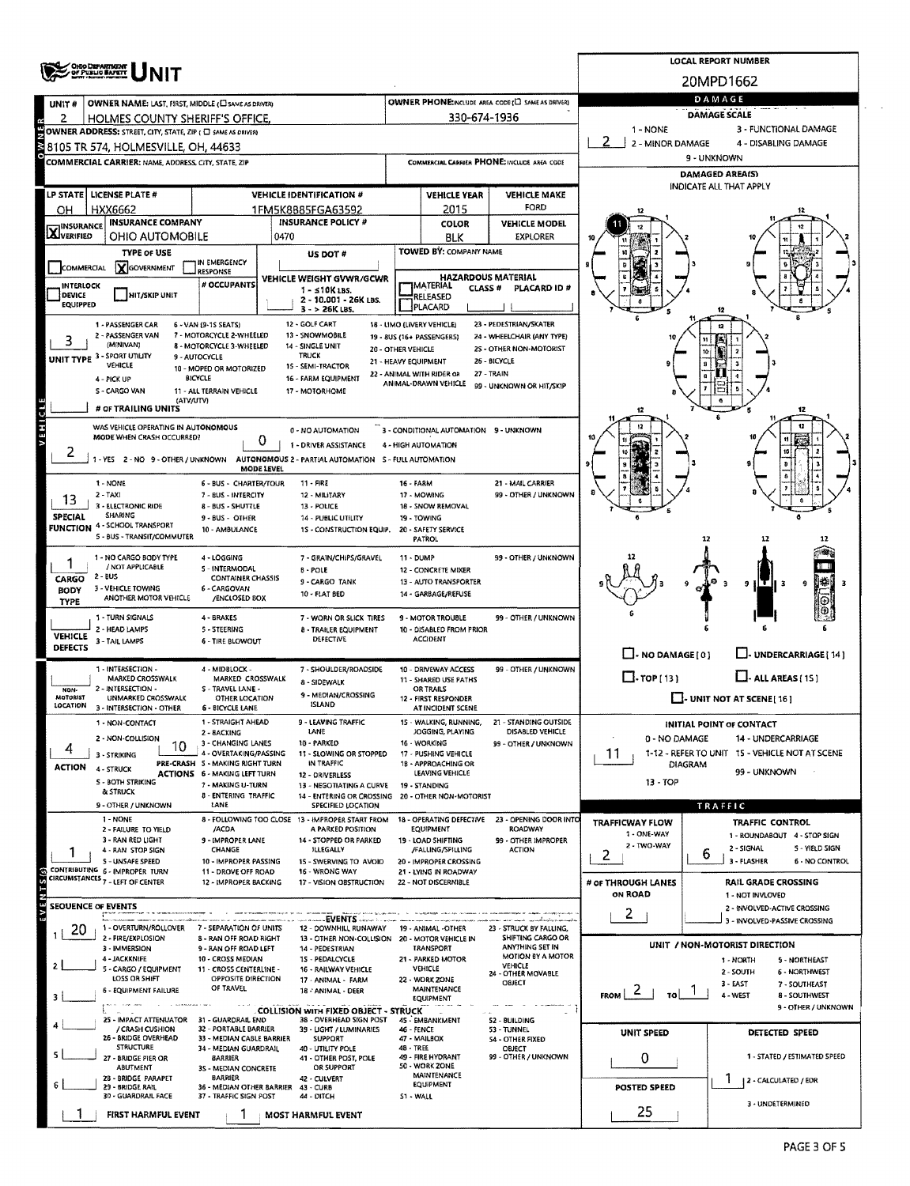# Ohio Department of Public Safety — UNIT

**LOCAL REPORT NUMBER:** 20MPD1662

## Owner

| Field | Value |
|---|---|
| UNIT # | 2 |
| OWNER NAME: LAST, FIRST, MIDDLE (☐ SAME AS DRIVER) | HOLMES COUNTY SHERIFF'S OFFICE, |
| OWNER PHONE: INCLUDE AREA CODE (☐ SAME AS DRIVER) | 330-674-1936 |
| OWNER ADDRESS: STREET, CITY, STATE, ZIP (☐ SAME AS DRIVER) | 8105 TR 574, HOLMESVILLE, OH, 44633 |
| COMMERCIAL CARRIER: NAME, ADDRESS, CITY, STATE, ZIP | |
| COMMERCIAL CARRIER PHONE: INCLUDE AREA CODE | |

## Damage

DAMAGE SCALE: 1 - NONE; 2 - MINOR DAMAGE; 3 - FUNCTIONAL DAMAGE; 4 - DISABLING DAMAGE; 9 - UNKNOWN

Damage Scale: **2**

DAMAGED AREA(S) — INDICATE ALL THAT APPLY: 11

☐ - NO DAMAGE [0] ☐ - UNDERCARRIAGE [14] ☐ - TOP [13] ☐ - ALL AREAS [15] ☐ - UNIT NOT AT SCENE [16]

## Vehicle

| LP STATE | LICENSE PLATE # | VEHICLE IDENTIFICATION # | VEHICLE YEAR | VEHICLE MAKE |
|---|---|---|---|---|
| OH | HXX6662 | 1FM5K8B85FGA63592 | 2015 | FORD |

| INSURANCE | INSURANCE COMPANY | INSURANCE POLICY # | COLOR | VEHICLE MODEL |
|---|---|---|---|---|
| ☒ VERIFIED | OHIO AUTOMOBILE | 0470 | BLK | EXPLORER |

TYPE OF USE: ☐ COMMERCIAL ☒ GOVERNMENT ☐ IN EMERGENCY RESPONSE

US DOT #:

TOWED BY: COMPANY NAME:

INTERLOCK DEVICE EQUIPPED ☐ HIT/SKIP UNIT ☐

# OCCUPANTS:

VEHICLE WEIGHT GVWR/GCWR: 1 - ≤10K LBS.; 2 - 10.001 - 26K LBS.; 3 - > 26K LBS.

HAZARDOUS MATERIAL: ☐ MATERIAL RELEASED ☐ PLACARD; CLASS #; PLACARD ID #

**UNIT TYPE: 3**

1 - PASSENGER CAR; 2 - PASSENGER VAN (MINIVAN); 3 - SPORT UTILITY VEHICLE; 4 - PICK UP; 5 - CARGO VAN; 6 - VAN (9-15 SEATS); 7 - MOTORCYCLE 2-WHEELED; 8 - MOTORCYCLE 3-WHEELED; 9 - AUTOCYCLE; 10 - MOPED OR MOTORIZED BICYCLE; 11 - ALL TERRAIN VEHICLE (ATV/UTV); 12 - GOLF CART; 13 - SNOWMOBILE; 14 - SINGLE UNIT TRUCK; 15 - SEMI-TRACTOR; 16 - FARM EQUIPMENT; 17 - MOTORHOME; 18 - LIMO (LIVERY VEHICLE); 19 - BUS (16+ PASSENGERS); 20 - OTHER VEHICLE; 21 - HEAVY EQUIPMENT; 22 - ANIMAL WITH RIDER OR ANIMAL-DRAWN VEHICLE; 23 - PEDESTRIAN/SKATER; 24 - WHEELCHAIR (ANY TYPE); 25 - OTHER NON-MOTORIST; 26 - BICYCLE; 27 - TRAIN; 99 - UNKNOWN OR HIT/SKIP

# OF TRAILING UNITS:

**WAS VEHICLE OPERATING IN AUTONOMOUS MODE WHEN CRASH OCCURRED? 2** (1 - YES 2 - NO 9 - OTHER / UNKNOWN)

**AUTONOMOUS MODE LEVEL: 0** (0 - NO AUTOMATION; 1 - DRIVER ASSISTANCE; 2 - PARTIAL AUTOMATION; 3 - CONDITIONAL AUTOMATION; 4 - HIGH AUTOMATION; 5 - FULL AUTOMATION; 9 - UNKNOWN)

**SPECIAL FUNCTION: 13**

1 - NONE; 2 - TAXI; 3 - ELECTRONIC RIDE SHARING; 4 - SCHOOL TRANSPORT; 5 - BUS - TRANSIT/COMMUTER; 6 - BUS - CHARTER/TOUR; 7 - BUS - INTERCITY; 8 - BUS - SHUTTLE; 9 - BUS - OTHER; 10 - AMBULANCE; 11 - FIRE; 12 - MILITARY; 13 - POLICE; 14 - PUBLIC UTILITY; 15 - CONSTRUCTION EQUIP.; 16 - FARM; 17 - MOWING; 18 - SNOW REMOVAL; 19 - TOWING; 20 - SAFETY SERVICE PATROL; 21 - MAIL CARRIER; 99 - OTHER / UNKNOWN

**CARGO BODY TYPE: 1**

1 - NO CARGO BODY TYPE / NOT APPLICABLE; 2 - BUS; 3 - VEHICLE TOWING ANOTHER MOTOR VEHICLE; 4 - LOGGING; 5 - INTERMODAL CONTAINER CHASSIS; 6 - CARGOVAN /ENCLOSED BOX; 7 - GRAIN/CHIPS/GRAVEL; 8 - POLE; 9 - CARGO TANK; 10 - FLAT BED; 11 - DUMP; 12 - CONCRETE MIXER; 13 - AUTO TRANSPORTER; 14 - GARBAGE/REFUSE; 99 - OTHER / UNKNOWN

**VEHICLE DEFECTS:**

1 - TURN SIGNALS; 2 - HEAD LAMPS; 3 - TAIL LAMPS; 4 - BRAKES; 5 - STEERING; 6 - TIRE BLOWOUT; 7 - WORN OR SLICK TIRES; 8 - TRAILER EQUIPMENT DEFECTIVE; 9 - MOTOR TROUBLE; 10 - DISABLED FROM PRIOR ACCIDENT; 99 - OTHER / UNKNOWN

**NON-MOTORIST LOCATION:**

1 - INTERSECTION - MARKED CROSSWALK; 2 - INTERSECTION - UNMARKED CROSSWALK; 3 - INTERSECTION - OTHER; 4 - MIDBLOCK - MARKED CROSSWALK; 5 - TRAVEL LANE - OTHER LOCATION; 6 - BICYCLE LANE; 7 - SHOULDER/ROADSIDE; 8 - SIDEWALK; 9 - MEDIAN/CROSSING ISLAND; 10 - DRIVEWAY ACCESS; 11 - SHARED USE PATHS OR TRAILS; 12 - FIRST RESPONDER AT INCIDENT SCENE; 99 - OTHER / UNKNOWN

**ACTION: 4** — **PRE-CRASH ACTIONS: 10**

1 - NON-CONTACT; 2 - NON-COLLISION; 3 - STRIKING; 4 - STRUCK; 5 - BOTH STRIKING & STRUCK; 9 - OTHER / UNKNOWN

PRE-CRASH ACTIONS: 1 - STRAIGHT AHEAD; 2 - BACKING; 3 - CHANGING LANES; 4 - OVERTAKING/PASSING; 5 - MAKING RIGHT TURN; 6 - MAKING LEFT TURN; 7 - MAKING U-TURN; 8 - ENTERING TRAFFIC LANE; 9 - LEAVING TRAFFIC LANE; 10 - PARKED; 11 - SLOWING OR STOPPED IN TRAFFIC; 12 - DRIVERLESS; 13 - NEGOTIATING A CURVE; 14 - ENTERING OR CROSSING SPECIFIED LOCATION; 15 - WALKING, RUNNING, JOGGING, PLAYING; 16 - WORKING; 17 - PUSHING VEHICLE; 18 - APPROACHING OR LEAVING VEHICLE; 19 - STANDING; 20 - OTHER NON-MOTORIST; 21 - STANDING OUTSIDE DISABLED VEHICLE; 99 - OTHER / UNKNOWN

**INITIAL POINT OF CONTACT: 11**

0 - NO DAMAGE; 1-12 - REFER TO UNIT DIAGRAM; 13 - TOP; 14 - UNDERCARRIAGE; 15 - VEHICLE NOT AT SCENE; 99 - UNKNOWN

**CONTRIBUTING CIRCUMSTANCES: 1**

1 - NONE; 2 - FAILURE TO YIELD; 3 - RAN RED LIGHT; 4 - RAN STOP SIGN; 5 - UNSAFE SPEED; 6 - IMPROPER TURN; 7 - LEFT OF CENTER; 8 - FOLLOWING TOO CLOSE /ACDA; 9 - IMPROPER LANE CHANGE; 10 - IMPROPER PASSING; 11 - DROVE OFF ROAD; 12 - IMPROPER BACKING; 13 - IMPROPER START FROM A PARKED POSITION; 14 - STOPPED OR PARKED ILLEGALLY; 15 - SWERVING TO AVOID; 16 - WRONG WAY; 17 - VISION OBSTRUCTION; 18 - OPERATING DEFECTIVE EQUIPMENT; 19 - LOAD SHIFTING /FALLING/SPILLING; 20 - IMPROPER CROSSING; 21 - LYING IN ROADWAY; 22 - NOT DISCERNIBLE; 23 - OPENING DOOR INTO ROADWAY; 99 - OTHER IMPROPER ACTION

## Traffic

| TRAFFICWAY FLOW | TRAFFIC CONTROL |
|---|---|
| 2 (1 - ONE-WAY; 2 - TWO-WAY) | 6 (1 - ROUNDABOUT; 2 - SIGNAL; 3 - FLASHER; 4 - STOP SIGN; 5 - YIELD SIGN; 6 - NO CONTROL) |

| # OF THROUGH LANES ON ROAD | RAIL GRADE CROSSING |
|---|---|
| 2 | (1 - NOT INVOLVED; 2 - INVOLVED-ACTIVE CROSSING; 3 - INVOLVED-PASSIVE CROSSING) |

**UNIT / NON-MOTORIST DIRECTION:** FROM 2 TO 1

1 - NORTH; 2 - SOUTH; 3 - EAST; 4 - WEST; 5 - NORTHEAST; 6 - NORTHWEST; 7 - SOUTHEAST; 8 - SOUTHWEST; 9 - OTHER / UNKNOWN

| UNIT SPEED | DETECTED SPEED |
|---|---|
| 0 | 1 (1 - STATED / ESTIMATED SPEED; 2 - CALCULATED / EDR; 3 - UNDETERMINED) |

**POSTED SPEED:** 25

## Sequence of Events

1. 20
2.
3.
4.
5.
6.

EVENTS: 1 - OVERTURN/ROLLOVER; 2 - FIRE/EXPLOSION; 3 - IMMERSION; 4 - JACKKNIFE; 5 - CARGO / EQUIPMENT LOSS OR SHIFT; 6 - EQUIPMENT FAILURE; 7 - SEPARATION OF UNITS; 8 - RAN OFF ROAD RIGHT; 9 - RAN OFF ROAD LEFT; 10 - CROSS MEDIAN; 11 - CROSS CENTERLINE - OPPOSITE DIRECTION OF TRAVEL; 12 - DOWNHILL RUNAWAY; 13 - OTHER NON-COLLISION; 14 - PEDESTRIAN; 15 - PEDALCYCLE; 16 - RAILWAY VEHICLE; 17 - ANIMAL - FARM; 18 - ANIMAL - DEER; 19 - ANIMAL -OTHER; 20 - MOTOR VEHICLE IN TRANSPORT; 21 - PARKED MOTOR VEHICLE; 22 - WORK ZONE MAINTENANCE EQUIPMENT; 23 - STRUCK BY FALLING, SHIFTING CARGO OR ANYTHING SET IN MOTION BY A MOTOR VEHICLE; 24 - OTHER MOVABLE OBJECT

COLLISION WITH FIXED OBJECT - STRUCK: 25 - IMPACT ATTENUATOR / CRASH CUSHION; 26 - BRIDGE OVERHEAD STRUCTURE; 27 - BRIDGE PIER OR ABUTMENT; 28 - BRIDGE PARAPET; 29 - BRIDGE RAIL; 30 - GUARDRAIL FACE; 31 - GUARDRAIL END; 32 - PORTABLE BARRIER; 33 - MEDIAN CABLE BARRIER; 34 - MEDIAN GUARDRAIL BARRIER; 35 - MEDIAN CONCRETE BARRIER; 36 - MEDIAN OTHER BARRIER; 37 - TRAFFIC SIGN POST; 38 - OVERHEAD SIGN POST; 39 - LIGHT / LUMINARIES SUPPORT; 40 - UTILITY POLE; 41 - OTHER POST, POLE OR SUPPORT; 42 - CULVERT; 43 - CURB; 44 - DITCH; 45 - EMBANKMENT; 46 - FENCE; 47 - MAILBOX; 48 - TREE; 49 - FIRE HYDRANT; 50 - WORK ZONE MAINTENANCE EQUIPMENT; 51 - WALL; 52 - BUILDING; 53 - TUNNEL; 54 - OTHER FIXED OBJECT; 99 - OTHER / UNKNOWN

**FIRST HARMFUL EVENT:** 1 **MOST HARMFUL EVENT:** 1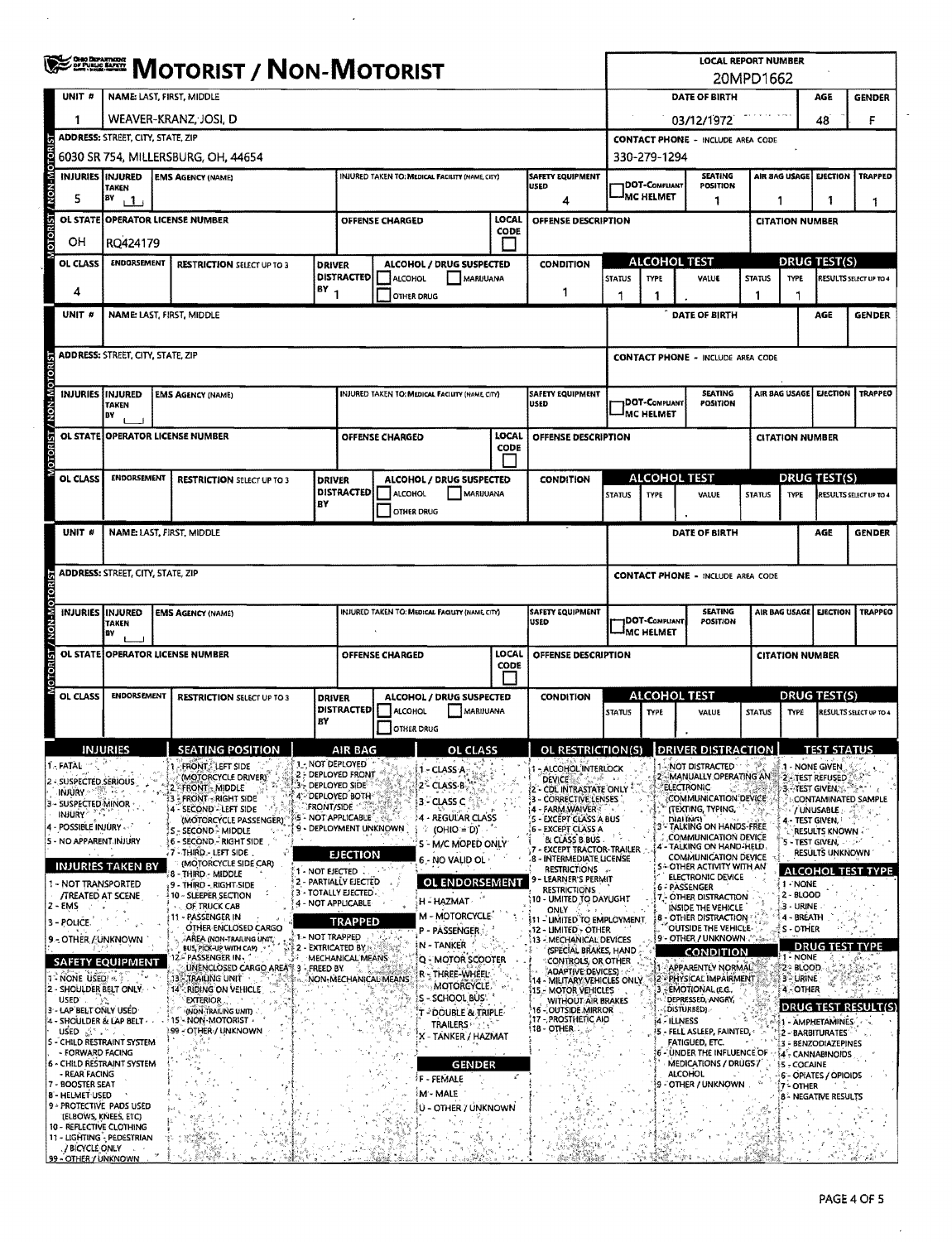# MOTORIST / NON-MOTORIST

**LOCAL REPORT NUMBER:** 20MPD1662

## Unit 1

| UNIT # | NAME: LAST, FIRST, MIDDLE | DATE OF BIRTH | AGE | GENDER |
|---|---|---|---|---|
| 1 | WEAVER-KRANZ, JOSI, D | 03/12/1972 | 48 | F |

| ADDRESS: STREET, CITY, STATE, ZIP | CONTACT PHONE - INCLUDE AREA CODE |
|---|---|
| 6030 SR 754, MILLERSBURG, OH, 44654 | 330-279-1294 |

| INJURIES | INJURED TAKEN BY | EMS AGENCY (NAME) | INJURED TAKEN TO: MEDICAL FACILITY (NAME, CITY) | SAFETY EQUIPMENT USED | DOT-COMPLIANT MC HELMET | SEATING POSITION | AIR BAG USAGE | EJECTION | TRAPPED |
|---|---|---|---|---|---|---|---|---|---|
| 5 | 1 | | | 4 | | 1 | 1 | 1 | 1 |

| OL STATE | OPERATOR LICENSE NUMBER | OFFENSE CHARGED | LOCAL CODE | OFFENSE DESCRIPTION | CITATION NUMBER |
|---|---|---|---|---|---|
| OH | RQ424179 | | | | |

| OL CLASS | ENDORSEMENT | RESTRICTION SELECT UP TO 3 | DRIVER DISTRACTED BY | ALCOHOL / DRUG SUSPECTED | CONDITION | ALCOHOL TEST STATUS | ALCOHOL TEST TYPE | ALCOHOL TEST VALUE | DRUG TEST(S) STATUS | DRUG TEST(S) TYPE | RESULTS SELECT UP TO 4 |
|---|---|---|---|---|---|---|---|---|---|---|---|
| 4 | | | 1 | ☐ ALCOHOL ☐ MARIJUANA ☐ OTHER DRUG | 1 | 1 | 1 | . | 1 | 1 | |

## Unit (blank)

| UNIT # | NAME: LAST, FIRST, MIDDLE | DATE OF BIRTH | AGE | GENDER |
|---|---|---|---|---|
| | | | | |

| ADDRESS: STREET, CITY, STATE, ZIP | CONTACT PHONE - INCLUDE AREA CODE |
|---|---|
| | |

| INJURIES | INJURED TAKEN BY | EMS AGENCY (NAME) | INJURED TAKEN TO: MEDICAL FACILITY (NAME, CITY) | SAFETY EQUIPMENT USED | DOT-COMPLIANT MC HELMET | SEATING POSITION | AIR BAG USAGE | EJECTION | TRAPPED |
|---|---|---|---|---|---|---|---|---|---|
| | | | | | | | | | |

| OL STATE | OPERATOR LICENSE NUMBER | OFFENSE CHARGED | LOCAL CODE | OFFENSE DESCRIPTION | CITATION NUMBER |
|---|---|---|---|---|---|
| | | | | | |

| OL CLASS | ENDORSEMENT | RESTRICTION SELECT UP TO 3 | DRIVER DISTRACTED BY | ALCOHOL / DRUG SUSPECTED | CONDITION | ALCOHOL TEST STATUS | ALCOHOL TEST TYPE | ALCOHOL TEST VALUE | DRUG TEST(S) STATUS | DRUG TEST(S) TYPE | RESULTS SELECT UP TO 4 |
|---|---|---|---|---|---|---|---|---|---|---|---|
| | | | | ☐ ALCOHOL ☐ MARIJUANA ☐ OTHER DRUG | | | | . | | | |

## Unit (blank)

| UNIT # | NAME: LAST, FIRST, MIDDLE | DATE OF BIRTH | AGE | GENDER |
|---|---|---|---|---|
| | | | | |

| ADDRESS: STREET, CITY, STATE, ZIP | CONTACT PHONE - INCLUDE AREA CODE |
|---|---|
| | |

| INJURIES | INJURED TAKEN BY | EMS AGENCY (NAME) | INJURED TAKEN TO: MEDICAL FACILITY (NAME, CITY) | SAFETY EQUIPMENT USED | DOT-COMPLIANT MC HELMET | SEATING POSITION | AIR BAG USAGE | EJECTION | TRAPPED |
|---|---|---|---|---|---|---|---|---|---|
| | | | | | | | | | |

| OL STATE | OPERATOR LICENSE NUMBER | OFFENSE CHARGED | LOCAL CODE | OFFENSE DESCRIPTION | CITATION NUMBER |
|---|---|---|---|---|---|
| | | | | | |

| OL CLASS | ENDORSEMENT | RESTRICTION SELECT UP TO 3 | DRIVER DISTRACTED BY | ALCOHOL / DRUG SUSPECTED | CONDITION | ALCOHOL TEST STATUS | ALCOHOL TEST TYPE | ALCOHOL TEST VALUE | DRUG TEST(S) STATUS | DRUG TEST(S) TYPE | RESULTS SELECT UP TO 4 |
|---|---|---|---|---|---|---|---|---|---|---|---|
| | | | | ☐ ALCOHOL ☐ MARIJUANA ☐ OTHER DRUG | | | | . | | | |

## Codes

**INJURIES**
1 - FATAL
2 - SUSPECTED SERIOUS INJURY
3 - SUSPECTED MINOR INJURY
4 - POSSIBLE INJURY
5 - NO APPARENT INJURY

**INJURIES TAKEN BY**
1 - NOT TRANSPORTED /TREATED AT SCENE
2 - EMS
3 - POLICE
9 - OTHER / UNKNOWN

**SAFETY EQUIPMENT**
1 - NONE USED
2 - SHOULDER BELT ONLY USED
3 - LAP BELT ONLY USED
4 - SHOULDER & LAP BELT USED
5 - CHILD RESTRAINT SYSTEM - FORWARD FACING
6 - CHILD RESTRAINT SYSTEM - REAR FACING
7 - BOOSTER SEAT
8 - HELMET USED
9 - PROTECTIVE PADS USED (ELBOWS, KNEES, ETC)
10 - REFLECTIVE CLOTHING
11 - LIGHTING - PEDESTRIAN / BICYCLE ONLY
99 - OTHER / UNKNOWN

**SEATING POSITION**
1 - FRONT - LEFT SIDE (MOTORCYCLE DRIVER)
2 - FRONT - MIDDLE
3 - FRONT - RIGHT SIDE
4 - SECOND - LEFT SIDE (MOTORCYCLE PASSENGER)
5 - SECOND - MIDDLE
6 - SECOND - RIGHT SIDE
7 - THIRD - LEFT SIDE (MOTORCYCLE SIDE CAR)
8 - THIRD - MIDDLE
9 - THIRD - RIGHT SIDE
10 - SLEEPER SECTION OF TRUCK CAB
11 - PASSENGER IN OTHER ENCLOSED CARGO AREA (NON-TRAILING UNIT, BUS, PICK-UP WITH CAP)
12 - PASSENGER IN UNENCLOSED CARGO AREA
13 - TRAILING UNIT
14 - RIDING ON VEHICLE EXTERIOR (NON-TRAILING UNIT)
15 - NON-MOTORIST
99 - OTHER / UNKNOWN

**AIR BAG**
1 - NOT DEPLOYED
2 - DEPLOYED FRONT
3 - DEPLOYED SIDE
4 - DEPLOYED BOTH FRONT/SIDE
5 - NOT APPLICABLE
9 - DEPLOYMENT UNKNOWN

**EJECTION**
1 - NOT EJECTED
2 - PARTIALLY EJECTED
3 - TOTALLY EJECTED
4 - NOT APPLICABLE

**TRAPPED**
1 - NOT TRAPPED
2 - EXTRICATED BY MECHANICAL MEANS
3 - FREED BY NON-MECHANICAL MEANS

**OL CLASS**
1 - CLASS A
2 - CLASS B
3 - CLASS C
4 - REGULAR CLASS (OHIO = D)
5 - M/C MOPED ONLY
6 - NO VALID OL

**OL ENDORSEMENT**
H - HAZMAT
M - MOTORCYCLE
P - PASSENGER
N - TANKER
Q - MOTOR SCOOTER
R - THREE-WHEEL MOTORCYCLE
S - SCHOOL BUS
T - DOUBLE & TRIPLE TRAILERS
X - TANKER / HAZMAT

**GENDER**
F - FEMALE
M - MALE
U - OTHER / UNKNOWN

**OL RESTRICTION(S)**
1 - ALCOHOL INTERLOCK DEVICE
2 - CDL INTRASTATE ONLY
3 - CORRECTIVE LENSES
4 - FARM WAIVER
5 - EXCEPT CLASS A BUS
6 - EXCEPT CLASS A & CLASS B BUS
7 - EXCEPT TRACTOR-TRAILER
8 - INTERMEDIATE LICENSE RESTRICTIONS
9 - LEARNER'S PERMIT RESTRICTIONS
10 - LIMITED TO DAYLIGHT ONLY
11 - LIMITED TO EMPLOYMENT
12 - LIMITED - OTHER
13 - MECHANICAL DEVICES (SPECIAL BRAKES, HAND CONTROLS, OR OTHER ADAPTIVE DEVICES)
14 - MILITARY VEHICLES ONLY
15 - MOTOR VEHICLES WITHOUT AIR BRAKES
16 - OUTSIDE MIRROR
17 - PROSTHETIC AID
18 - OTHER

**DRIVER DISTRACTION**
1 - NOT DISTRACTED
2 - MANUALLY OPERATING AN ELECTRONIC COMMUNICATION DEVICE (TEXTING, TYPING, DIALING)
3 - TALKING ON HANDS-FREE COMMUNICATION DEVICE
4 - TALKING ON HAND-HELD COMMUNICATION DEVICE
5 - OTHER ACTIVITY WITH AN ELECTRONIC DEVICE
6 - PASSENGER
7 - OTHER DISTRACTION INSIDE THE VEHICLE
8 - OTHER DISTRACTION OUTSIDE THE VEHICLE
9 - OTHER / UNKNOWN

**CONDITION**
1 - APPARENTLY NORMAL
2 - PHYSICAL IMPAIRMENT
3 - EMOTIONAL (E.G., DEPRESSED, ANGRY, DISTURBED)
4 - ILLNESS
5 - FELL ASLEEP, FAINTED, FATIGUED, ETC.
6 - UNDER THE INFLUENCE OF MEDICATIONS / DRUGS / ALCOHOL
9 - OTHER / UNKNOWN

**TEST STATUS**
1 - NONE GIVEN
2 - TEST REFUSED
3 - TEST GIVEN, CONTAMINATED SAMPLE / UNUSABLE
4 - TEST GIVEN, RESULTS KNOWN
5 - TEST GIVEN, RESULTS UNKNOWN

**ALCOHOL TEST TYPE**
1 - NONE
2 - BLOOD
3 - URINE
4 - BREATH
5 - OTHER

**DRUG TEST TYPE**
1 - NONE
2 - BLOOD
3 - URINE
4 - OTHER

**DRUG TEST RESULT(S)**
1 - AMPHETAMINES
2 - BARBITURATES
3 - BENZODIAZEPINES
4 - CANNABINOIDS
5 - COCAINE
6 - OPIATES / OPIOIDS
7 - OTHER
8 - NEGATIVE RESULTS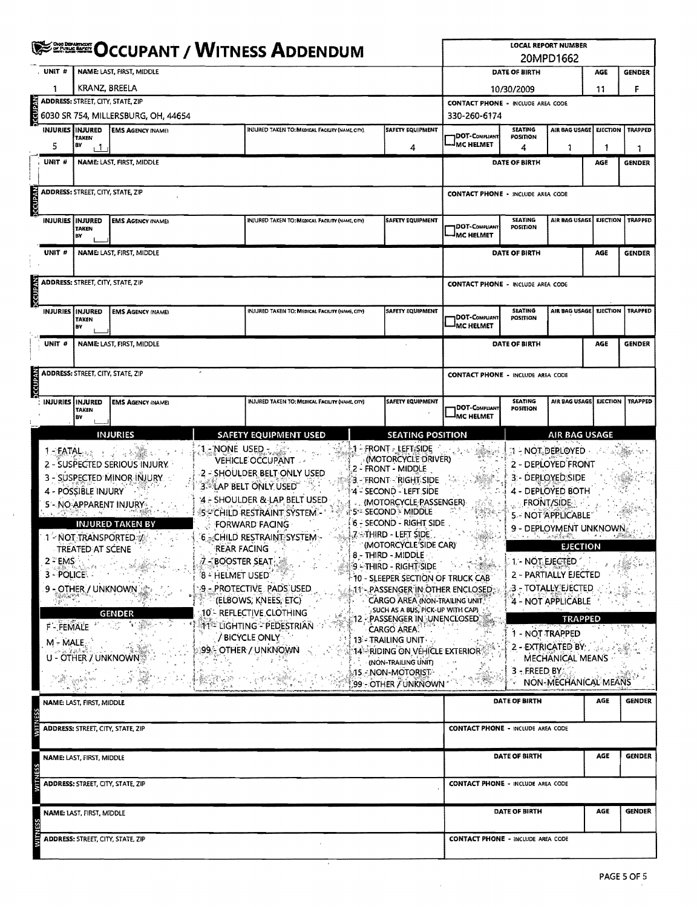# OCCUPANT / WITNESS ADDENDUM

**LOCAL REPORT NUMBER:** 20MPD1662

## OCCUPANT

| UNIT # | NAME: LAST, FIRST, MIDDLE | DATE OF BIRTH | AGE | GENDER |
|---|---|---|---|---|
| 1 | KRANZ, BREELA | 10/30/2009 | 11 | F |

| ADDRESS: STREET, CITY, STATE, ZIP | CONTACT PHONE - INCLUDE AREA CODE |
|---|---|
| 6030 SR 754, MILLERSBURG, OH, 44654 | 330-260-6174 |

| INJURIES | INJURED TAKEN BY | EMS AGENCY (NAME) | INJURED TAKEN TO: MEDICAL FACILITY (NAME, CITY) | SAFETY EQUIPMENT | DOT-COMPLIANT MC HELMET | SEATING POSITION | AIR BAG USAGE | EJECTION | TRAPPED |
|---|---|---|---|---|---|---|---|---|---|
| 5 | 1 | | | 4 | | 4 | 1 | 1 | 1 |

## OCCUPANT

| UNIT # | NAME: LAST, FIRST, MIDDLE | DATE OF BIRTH | AGE | GENDER |
|---|---|---|---|---|
| | | | | |

| ADDRESS: STREET, CITY, STATE, ZIP | CONTACT PHONE - INCLUDE AREA CODE |
|---|---|
| | |

| INJURIES | INJURED TAKEN BY | EMS AGENCY (NAME) | INJURED TAKEN TO: MEDICAL FACILITY (NAME, CITY) | SAFETY EQUIPMENT | DOT-COMPLIANT MC HELMET | SEATING POSITION | AIR BAG USAGE | EJECTION | TRAPPED |
|---|---|---|---|---|---|---|---|---|---|
| | | | | | | | | | |

## OCCUPANT

| UNIT # | NAME: LAST, FIRST, MIDDLE | DATE OF BIRTH | AGE | GENDER |
|---|---|---|---|---|
| | | | | |

| ADDRESS: STREET, CITY, STATE, ZIP | CONTACT PHONE - INCLUDE AREA CODE |
|---|---|
| | |

| INJURIES | INJURED TAKEN BY | EMS AGENCY (NAME) | INJURED TAKEN TO: MEDICAL FACILITY (NAME, CITY) | SAFETY EQUIPMENT | DOT-COMPLIANT MC HELMET | SEATING POSITION | AIR BAG USAGE | EJECTION | TRAPPED |
|---|---|---|---|---|---|---|---|---|---|
| | | | | | | | | | |

## OCCUPANT

| UNIT # | NAME: LAST, FIRST, MIDDLE | DATE OF BIRTH | AGE | GENDER |
|---|---|---|---|---|
| | | | | |

| ADDRESS: STREET, CITY, STATE, ZIP | CONTACT PHONE - INCLUDE AREA CODE |
|---|---|
| | |

| INJURIES | INJURED TAKEN BY | EMS AGENCY (NAME) | INJURED TAKEN TO: MEDICAL FACILITY (NAME, CITY) | SAFETY EQUIPMENT | DOT-COMPLIANT MC HELMET | SEATING POSITION | AIR BAG USAGE | EJECTION | TRAPPED |
|---|---|---|---|---|---|---|---|---|---|
| | | | | | | | | | |

### INJURIES
1 - FATAL
2 - SUSPECTED SERIOUS INJURY
3 - SUSPECTED MINOR INJURY
4 - POSSIBLE INJURY
5 - NO APPARENT INJURY

### INJURED TAKEN BY
1 - NOT TRANSPORTED / TREATED AT SCENE
2 - EMS
3 - POLICE
9 - OTHER / UNKNOWN

### GENDER
F - FEMALE
M - MALE
U - OTHER / UNKNOWN

### SAFETY EQUIPMENT USED
1 - NONE USED - VEHICLE OCCUPANT
2 - SHOULDER BELT ONLY USED
3 - LAP BELT ONLY USED
4 - SHOULDER & LAP BELT USED
5 - CHILD RESTRAINT SYSTEM - FORWARD FACING
6 - CHILD RESTRAINT SYSTEM - REAR FACING
7 - BOOSTER SEAT
8 - HELMET USED
9 - PROTECTIVE PADS USED (ELBOWS, KNEES, ETC)
10 - REFLECTIVE CLOTHING
11 - LIGHTING - PEDESTRIAN / BICYCLE ONLY
99 - OTHER / UNKNOWN

### SEATING POSITION
1 - FRONT - LEFT SIDE (MOTORCYCLE DRIVER)
2 - FRONT - MIDDLE
3 - FRONT - RIGHT SIDE
4 - SECOND - LEFT SIDE (MOTORCYCLE PASSENGER)
5 - SECOND - MIDDLE
6 - SECOND - RIGHT SIDE
7 - THIRD - LEFT SIDE (MOTORCYCLE SIDE CAR)
8 - THIRD - MIDDLE
9 - THIRD - RIGHT SIDE
10 - SLEEPER SECTION OF TRUCK CAB
11 - PASSENGER IN OTHER ENCLOSED CARGO AREA (NON-TRAILING UNIT SUCH AS A BUS, PICK-UP WITH CAP)
12 - PASSENGER IN UNENCLOSED CARGO AREA
13 - TRAILING UNIT
14 - RIDING ON VEHICLE EXTERIOR (NON-TRAILING UNIT)
15 - NON-MOTORIST
99 - OTHER / UNKNOWN

### AIR BAG USAGE
1 - NOT DEPLOYED
2 - DEPLOYED FRONT
3 - DEPLOYED SIDE
4 - DEPLOYED BOTH FRONT/SIDE
5 - NOT APPLICABLE
9 - DEPLOYMENT UNKNOWN

### EJECTION
1 - NOT EJECTED
2 - PARTIALLY EJECTED
3 - TOTALLY EJECTED
4 - NOT APPLICABLE

### TRAPPED
1 - NOT TRAPPED
2 - EXTRICATED BY MECHANICAL MEANS
3 - FREED BY NON-MECHANICAL MEANS

## WITNESS

| NAME: LAST, FIRST, MIDDLE | DATE OF BIRTH | AGE | GENDER |
|---|---|---|---|
| | | | |

| ADDRESS: STREET, CITY, STATE, ZIP | CONTACT PHONE - INCLUDE AREA CODE |
|---|---|
| | |

## WITNESS

| NAME: LAST, FIRST, MIDDLE | DATE OF BIRTH | AGE | GENDER |
|---|---|---|---|
| | | | |

| ADDRESS: STREET, CITY, STATE, ZIP | CONTACT PHONE - INCLUDE AREA CODE |
|---|---|
| | |

## WITNESS

| NAME: LAST, FIRST, MIDDLE | DATE OF BIRTH | AGE | GENDER |
|---|---|---|---|
| | | | |

| ADDRESS: STREET, CITY, STATE, ZIP | CONTACT PHONE - INCLUDE AREA CODE |
|---|---|
| | |